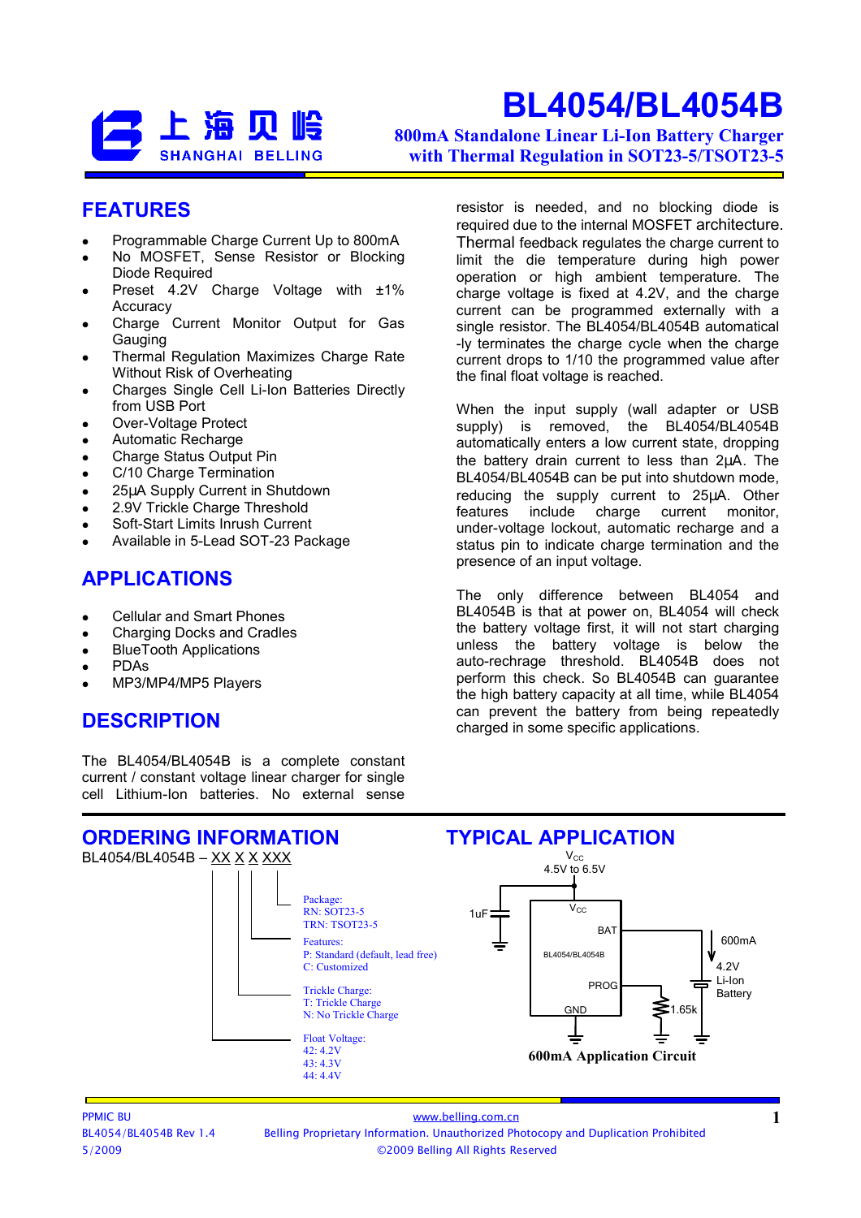上海贝岭
SHANGHAI BELLING

# BL4054/BL4054B

**800mA Standalone Linear Li-Ion Battery Charger with Thermal Regulation in SOT23-5/TSOT23-5**

## FEATURES

- Programmable Charge Current Up to 800mA
- No MOSFET, Sense Resistor or Blocking Diode Required
- Preset 4.2V Charge Voltage with ±1% Accuracy
- Charge Current Monitor Output for Gas Gauging
- Thermal Regulation Maximizes Charge Rate Without Risk of Overheating
- Charges Single Cell Li-Ion Batteries Directly from USB Port
- Over-Voltage Protect
- Automatic Recharge
- Charge Status Output Pin
- C/10 Charge Termination
- 25µA Supply Current in Shutdown
- 2.9V Trickle Charge Threshold
- Soft-Start Limits Inrush Current
- Available in 5-Lead SOT-23 Package

## APPLICATIONS

- Cellular and Smart Phones
- Charging Docks and Cradles
- BlueTooth Applications
- PDAs
- MP3/MP4/MP5 Players

## DESCRIPTION

The BL4054/BL4054B is a complete constant current / constant voltage linear charger for single cell Lithium-Ion batteries. No external sense resistor is needed, and no blocking diode is required due to the internal MOSFET architecture. Thermal feedback regulates the charge current to limit the die temperature during high power operation or high ambient temperature. The charge voltage is fixed at 4.2V, and the charge current can be programmed externally with a single resistor. The BL4054/BL4054B automatical -ly terminates the charge cycle when the charge current drops to 1/10 the programmed value after the final float voltage is reached.

When the input supply (wall adapter or USB supply) is removed, the BL4054/BL4054B automatically enters a low current state, dropping the battery drain current to less than 2µA. The BL4054/BL4054B can be put into shutdown mode, reducing the supply current to 25µA. Other features include charge current monitor, under-voltage lockout, automatic recharge and a status pin to indicate charge termination and the presence of an input voltage.

The only difference between BL4054 and BL4054B is that at power on, BL4054 will check the battery voltage first, it will not start charging unless the battery voltage is below the auto-rechrage threshold. BL4054B does not perform this check. So BL4054B can guarantee the high battery capacity at all time, while BL4054 can prevent the battery from being repeatedly charged in some specific applications.

## ORDERING INFORMATION

BL4054/BL4054B – XX X X XXX

- Package:
  - RN: SOT23-5
  - TRN: TSOT23-5
- Features:
  - P: Standard (default, lead free)
  - C: Customized
- Trickle Charge:
  - T: Trickle Charge
  - N: No Trickle Charge
- Float Voltage:
  - 42: 4.2V
  - 43: 4.3V
  - 44: 4.4V

## TYPICAL APPLICATION

$V_{CC}$ 4.5V to 6.5V; 1uF; $V_{CC}$; BAT; BL4054/BL4054B; PROG; GND; 1.65k; 600mA; 4.2V Li-Ion Battery

**600mA Application Circuit**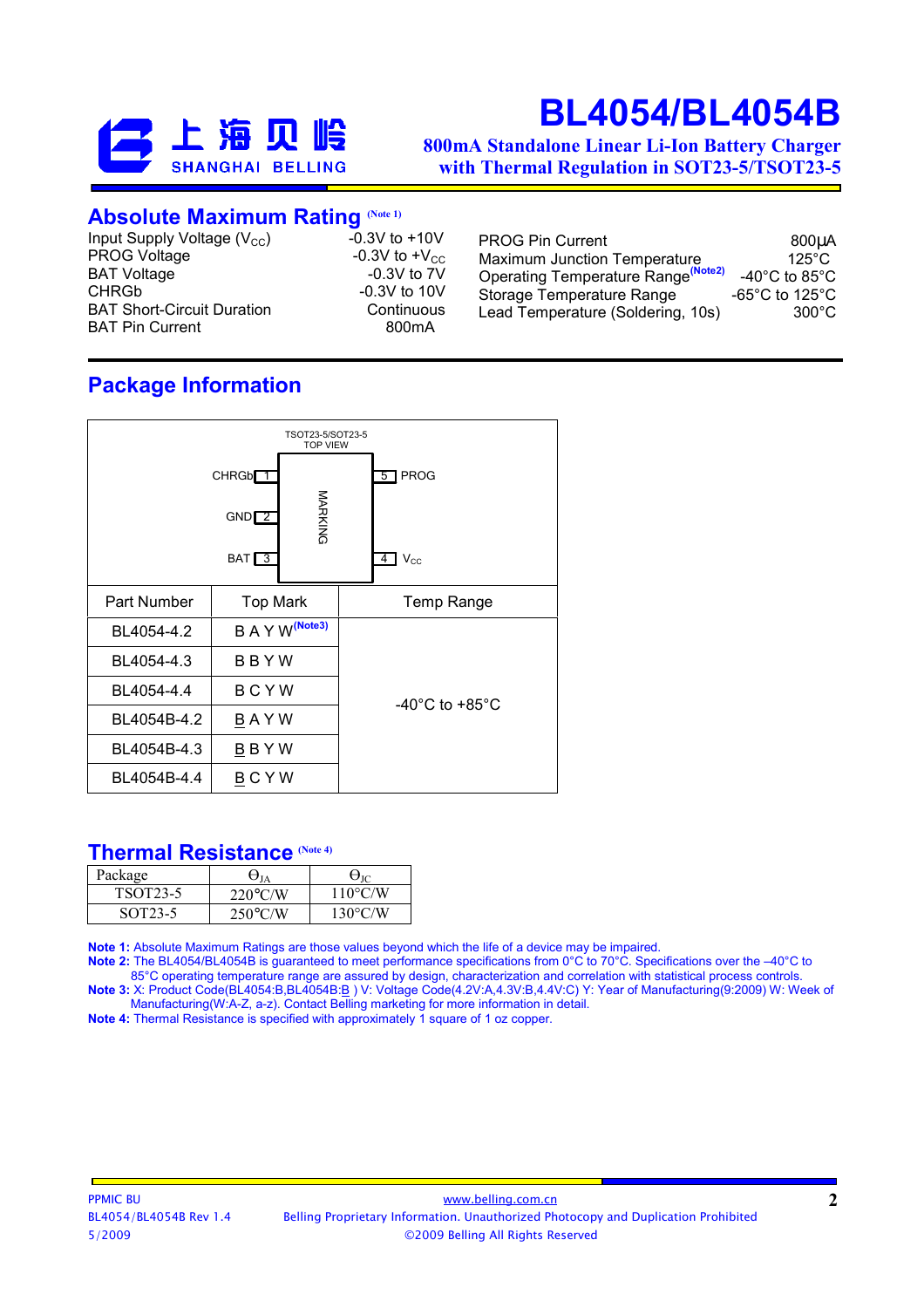## Absolute Maximum Rating (Note 1)

| Parameter | Rating |
|---|---|
| Input Supply Voltage ($V_{CC}$) | -0.3V to +10V |
| PROG Voltage | -0.3V to $+V_{CC}$ |
| BAT Voltage | -0.3V to 7V |
| CHRGb | -0.3V to 10V |
| BAT Short-Circuit Duration | Continuous |
| BAT Pin Current | 800mA |
| PROG Pin Current | 800µA |
| Maximum Junction Temperature | 125°C |
| Operating Temperature Range (Note2) | -40°C to 85°C |
| Storage Temperature Range | -65°C to 125°C |
| Lead Temperature (Soldering, 10s) | 300°C |

## Package Information

TSOT23-5/SOT23-5 TOP VIEW

Pins: 1 CHRGb, 2 GND, 3 BAT, 4 $V_{CC}$, 5 PROG (MARKING on top)

| Part Number | Top Mark | Temp Range |
|---|---|---|
| BL4054-4.2 | B A Y W (Note3) | -40°C to +85°C |
| BL4054-4.3 | B B Y W | -40°C to +85°C |
| BL4054-4.4 | B C Y W | -40°C to +85°C |
| BL4054B-4.2 | B A Y W (B underlined) | -40°C to +85°C |
| BL4054B-4.3 | B B Y W (B underlined) | -40°C to +85°C |
| BL4054B-4.4 | B C Y W (B underlined) | -40°C to +85°C |

## Thermal Resistance (Note 4)

| Package | $\Theta_{JA}$ | $\Theta_{JC}$ |
|---|---|---|
| TSOT23-5 | 220°C/W | 110°C/W |
| SOT23-5 | 250°C/W | 130°C/W |

**Note 1:** Absolute Maximum Ratings are those values beyond which the life of a device may be impaired.

**Note 2:** The BL4054/BL4054B is guaranteed to meet performance specifications from 0°C to 70°C. Specifications over the –40°C to 85°C operating temperature range are assured by design, characterization and correlation with statistical process controls.

**Note 3:** X: Product Code(BL4054:B,BL4054B:B ) V: Voltage Code(4.2V:A,4.3V:B,4.4V:C) Y: Year of Manufacturing(9:2009) W: Week of Manufacturing(W:A-Z, a-z). Contact Belling marketing for more information in detail.

**Note 4:** Thermal Resistance is specified with approximately 1 square of 1 oz copper.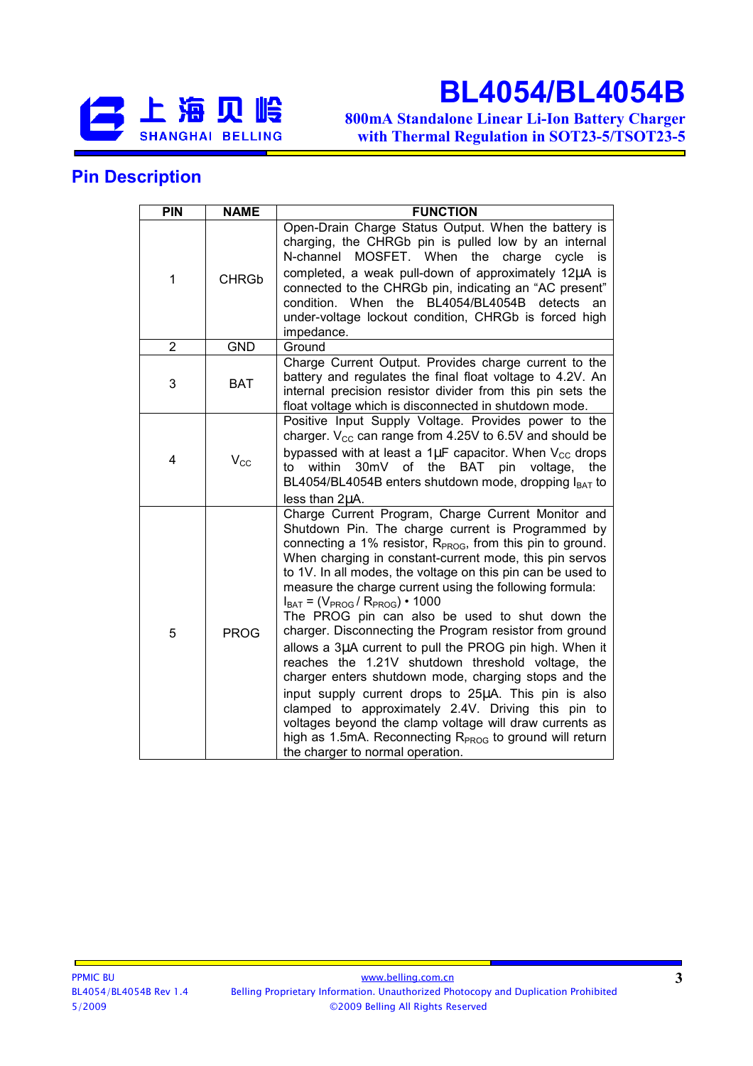## Pin Description

| PIN | NAME | FUNCTION |
|---|---|---|
| 1 | CHRGb | Open-Drain Charge Status Output. When the battery is charging, the CHRGb pin is pulled low by an internal N-channel MOSFET. When the charge cycle is completed, a weak pull-down of approximately 12µA is connected to the CHRGb pin, indicating an "AC present" condition. When the BL4054/BL4054B detects an under-voltage lockout condition, CHRGb is forced high impedance. |
| 2 | GND | Ground |
| 3 | BAT | Charge Current Output. Provides charge current to the battery and regulates the final float voltage to 4.2V. An internal precision resistor divider from this pin sets the float voltage which is disconnected in shutdown mode. |
| 4 | $V_{CC}$ | Positive Input Supply Voltage. Provides power to the charger. $V_{CC}$ can range from 4.25V to 6.5V and should be bypassed with at least a 1µF capacitor. When $V_{CC}$ drops to within 30mV of the BAT pin voltage, the BL4054/BL4054B enters shutdown mode, dropping $I_{BAT}$ to less than 2µA. |
| 5 | PROG | Charge Current Program, Charge Current Monitor and Shutdown Pin. The charge current is Programmed by connecting a 1% resistor, $R_{PROG}$, from this pin to ground. When charging in constant-current mode, this pin servos to 1V. In all modes, the voltage on this pin can be used to measure the charge current using the following formula: $I_{BAT} = (V_{PROG} / R_{PROG}) \cdot 1000$ The PROG pin can also be used to shut down the charger. Disconnecting the Program resistor from ground allows a 3µA current to pull the PROG pin high. When it reaches the 1.21V shutdown threshold voltage, the charger enters shutdown mode, charging stops and the input supply current drops to 25µA. This pin is also clamped to approximately 2.4V. Driving this pin to voltages beyond the clamp voltage will draw currents as high as 1.5mA. Reconnecting $R_{PROG}$ to ground will return the charger to normal operation. |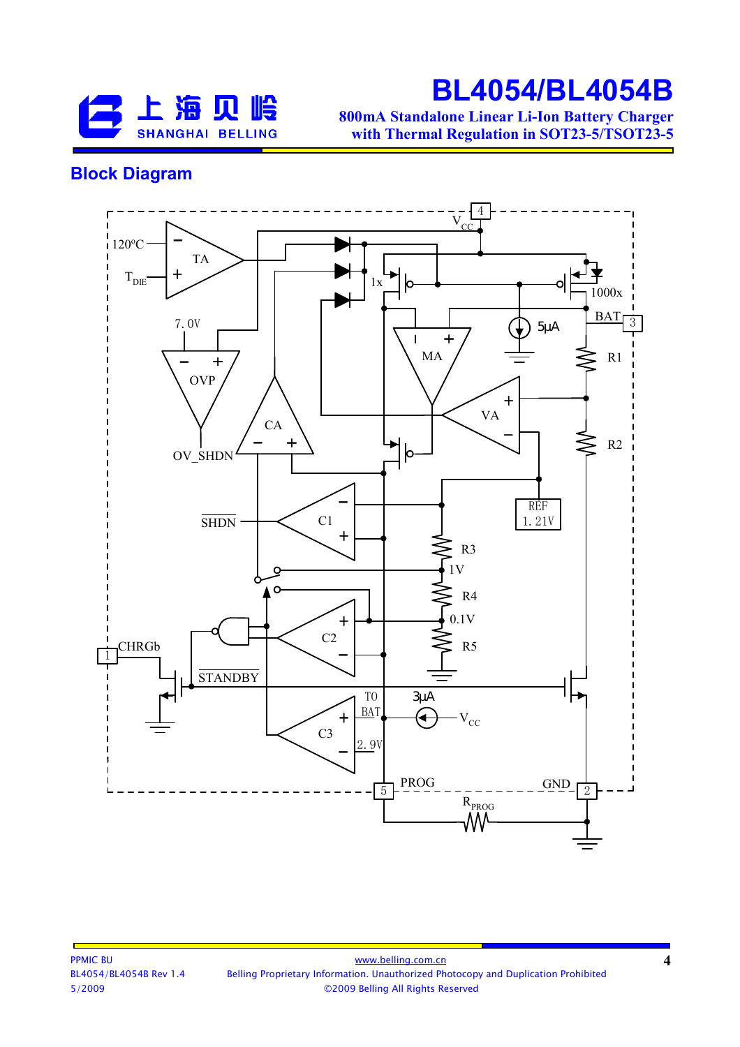## Block Diagram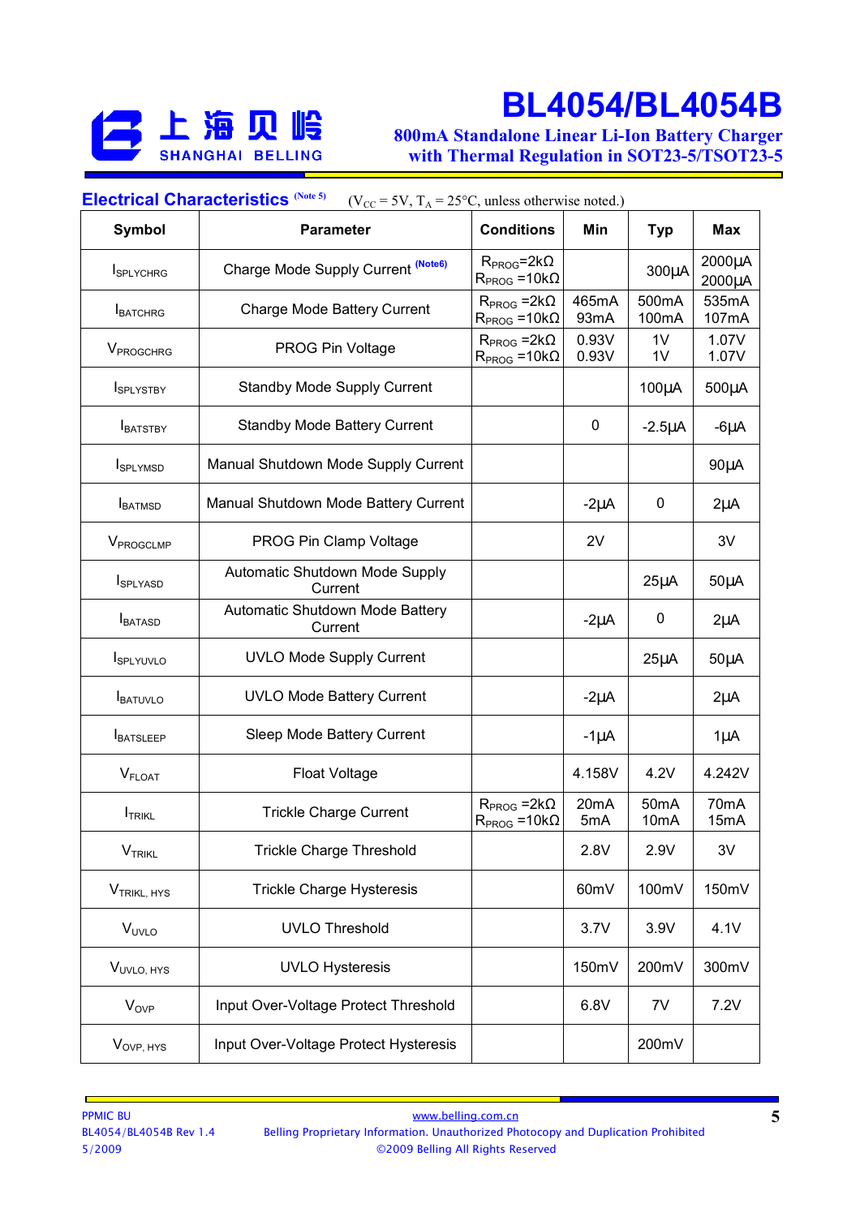## Electrical Characteristics (Note 5)

($V_{CC}$ = 5V, $T_A$ = 25°C, unless otherwise noted.)

| Symbol | Parameter | Conditions | Min | Typ | Max |
|---|---|---|---|---|---|
| $I_{SPLYCHRG}$ | Charge Mode Supply Current (Note6) | $R_{PROG}$=2kΩ<br>$R_{PROG}$ =10kΩ | | 300μA | 2000μA<br>2000μA |
| $I_{BATCHRG}$ | Charge Mode Battery Current | $R_{PROG}$ =2kΩ<br>$R_{PROG}$ =10kΩ | 465mA<br>93mA | 500mA<br>100mA | 535mA<br>107mA |
| $V_{PROGCHRG}$ | PROG Pin Voltage | $R_{PROG}$ =2kΩ<br>$R_{PROG}$ =10kΩ | 0.93V<br>0.93V | 1V<br>1V | 1.07V<br>1.07V |
| $I_{SPLYSTBY}$ | Standby Mode Supply Current | | | 100μA | 500μA |
| $I_{BATSTBY}$ | Standby Mode Battery Current | | 0 | -2.5μA | -6μA |
| $I_{SPLYMSD}$ | Manual Shutdown Mode Supply Current | | | | 90μA |
| $I_{BATMSD}$ | Manual Shutdown Mode Battery Current | | -2μA | 0 | 2μA |
| $V_{PROGCLMP}$ | PROG Pin Clamp Voltage | | 2V | | 3V |
| $I_{SPLYASD}$ | Automatic Shutdown Mode Supply Current | | | 25μA | 50μA |
| $I_{BATASD}$ | Automatic Shutdown Mode Battery Current | | -2μA | 0 | 2μA |
| $I_{SPLYUVLO}$ | UVLO Mode Supply Current | | | 25μA | 50μA |
| $I_{BATUVLO}$ | UVLO Mode Battery Current | | -2μA | | 2μA |
| $I_{BATSLEEP}$ | Sleep Mode Battery Current | | -1μA | | 1μA |
| $V_{FLOAT}$ | Float Voltage | | 4.158V | 4.2V | 4.242V |
| $I_{TRIKL}$ | Trickle Charge Current | $R_{PROG}$ =2kΩ<br>$R_{PROG}$ =10kΩ | 20mA<br>5mA | 50mA<br>10mA | 70mA<br>15mA |
| $V_{TRIKL}$ | Trickle Charge Threshold | | 2.8V | 2.9V | 3V |
| $V_{TRIKL, HYS}$ | Trickle Charge Hysteresis | | 60mV | 100mV | 150mV |
| $V_{UVLO}$ | UVLO Threshold | | 3.7V | 3.9V | 4.1V |
| $V_{UVLO, HYS}$ | UVLO Hysteresis | | 150mV | 200mV | 300mV |
| $V_{OVP}$ | Input Over-Voltage Protect Threshold | | 6.8V | 7V | 7.2V |
| $V_{OVP, HYS}$ | Input Over-Voltage Protect Hysteresis | | | 200mV | |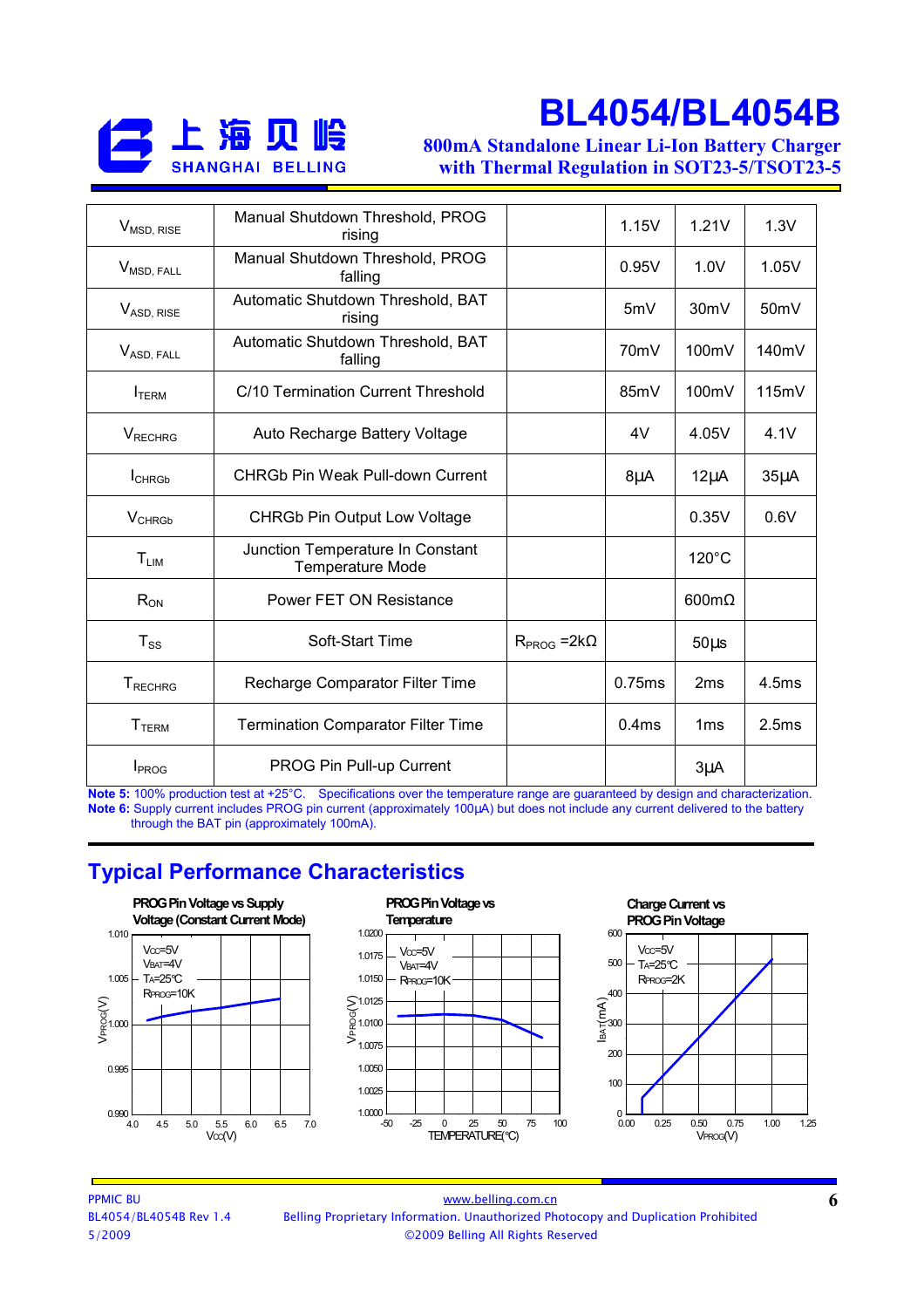| | | | | | |
|---|---|---|---|---|---|
| $V_{MSD, RISE}$ | Manual Shutdown Threshold, PROG rising | | 1.15V | 1.21V | 1.3V |
| $V_{MSD, FALL}$ | Manual Shutdown Threshold, PROG falling | | 0.95V | 1.0V | 1.05V |
| $V_{ASD, RISE}$ | Automatic Shutdown Threshold, BAT rising | | 5mV | 30mV | 50mV |
| $V_{ASD, FALL}$ | Automatic Shutdown Threshold, BAT falling | | 70mV | 100mV | 140mV |
| $I_{TERM}$ | C/10 Termination Current Threshold | | 85mV | 100mV | 115mV |
| $V_{RECHRG}$ | Auto Recharge Battery Voltage | | 4V | 4.05V | 4.1V |
| $I_{CHRGb}$ | CHRGb Pin Weak Pull-down Current | | 8µA | 12µA | 35µA |
| $V_{CHRGb}$ | CHRGb Pin Output Low Voltage | | | 0.35V | 0.6V |
| $T_{LIM}$ | Junction Temperature In Constant Temperature Mode | | | 120°C | |
| $R_{ON}$ | Power FET ON Resistance | | | 600mΩ | |
| $T_{SS}$ | Soft-Start Time | $R_{PROG}$ =2kΩ | | 50µs | |
| $T_{RECHRG}$ | Recharge Comparator Filter Time | | 0.75ms | 2ms | 4.5ms |
| $T_{TERM}$ | Termination Comparator Filter Time | | 0.4ms | 1ms | 2.5ms |
| $I_{PROG}$ | PROG Pin Pull-up Current | | | 3µA | |

**Note 5:** 100% production test at +25°C. Specifications over the temperature range are guaranteed by design and characterization.
**Note 6:** Supply current includes PROG pin current (approximately 100µA) but does not include any current delivered to the battery through the BAT pin (approximately 100mA).

## Typical Performance Characteristics

PROG Pin Voltage vs Supply Voltage (Constant Current Mode)

PROG Pin Voltage vs Temperature

Charge Current vs PROG Pin Voltage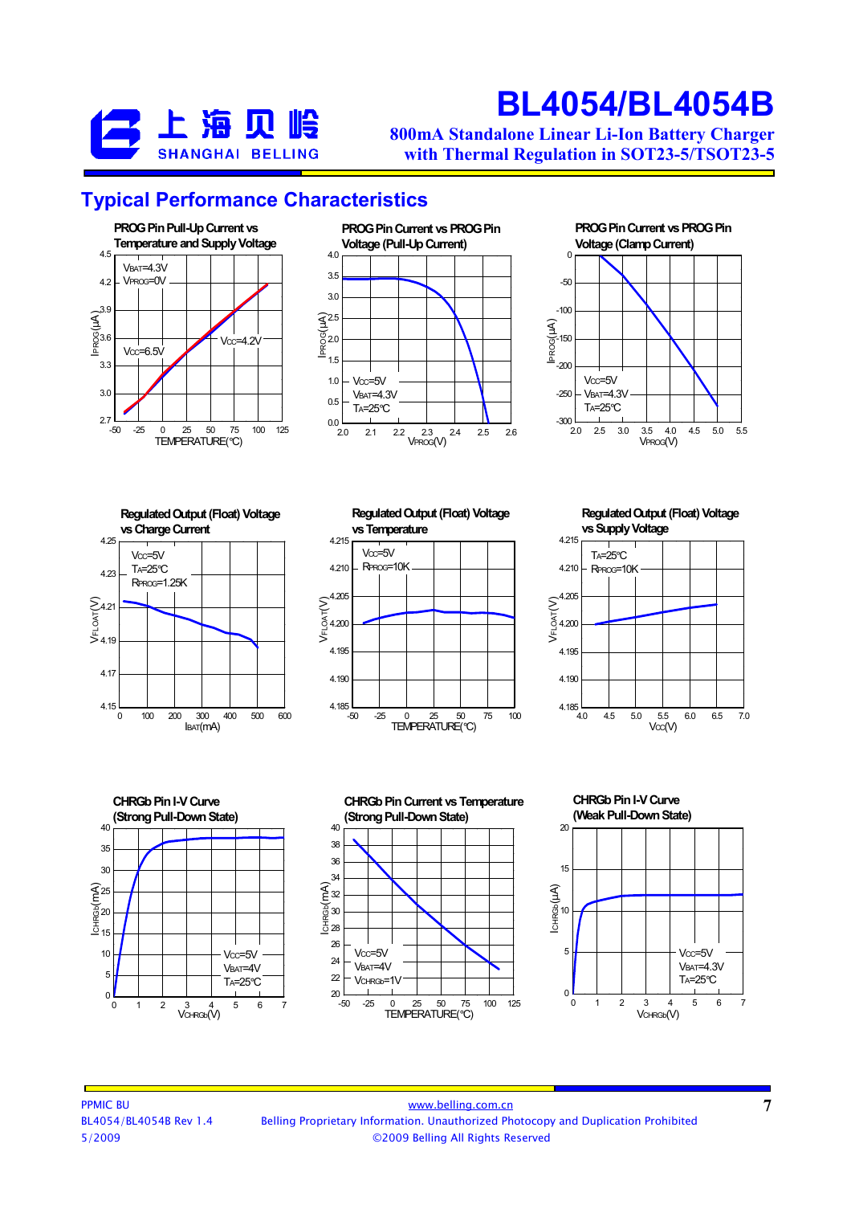## Typical Performance Characteristics

**PROG Pin Pull-Up Current vs Temperature and Supply Voltage**

$V_{BAT}$=4.3V
$V_{PROG}$=0V

$V_{CC}$=6.5V
$V_{CC}$=4.2V

$I_{PROG}$(µA) vs TEMPERATURE(℃)

**PROG Pin Current vs PROG Pin Voltage (Pull-Up Current)**

$V_{CC}$=5V
$V_{BAT}$=4.3V
$T_A$=25℃

$I_{PROG}$(µA) vs $V_{PROG}$(V)

**PROG Pin Current vs PROG Pin Voltage (Clamp Current)**

$V_{CC}$=5V
$V_{BAT}$=4.3V
$T_A$=25℃

$I_{PROG}$(µA) vs $V_{PROG}$(V)

**Regulated Output (Float) Voltage vs Charge Current**

$V_{CC}$=5V
$T_A$=25℃
$R_{PROG}$=1.25K

$V_{FLOAT}$(V) vs $I_{BAT}$(mA)

**Regulated Output (Float) Voltage vs Temperature**

$V_{CC}$=5V
$R_{PROG}$=10K

$V_{FLOAT}$(V) vs TEMPERATURE(℃)

**Regulated Output (Float) Voltage vs Supply Voltage**

$T_A$=25℃
$R_{PROG}$=10K

$V_{FLOAT}$(V) vs $V_{CC}$(V)

**CHRGb Pin I-V Curve (Strong Pull-Down State)**

$V_{CC}$=5V
$V_{BAT}$=4V
$T_A$=25℃

$I_{CHRGb}$(mA) vs $V_{CHRGb}$(V)

**CHRGb Pin Current vs Temperature (Strong Pull-Down State)**

$V_{CC}$=5V
$V_{BAT}$=4V
$V_{CHRGb}$=1V

$I_{CHRGb}$(mA) vs TEMPERATURE(℃)

**CHRGb Pin I-V Curve (Weak Pull-Down State)**

$V_{CC}$=5V
$V_{BAT}$=4.3V
$T_A$=25℃

$I_{CHRGb}$(µA) vs $V_{CHRGb}$(V)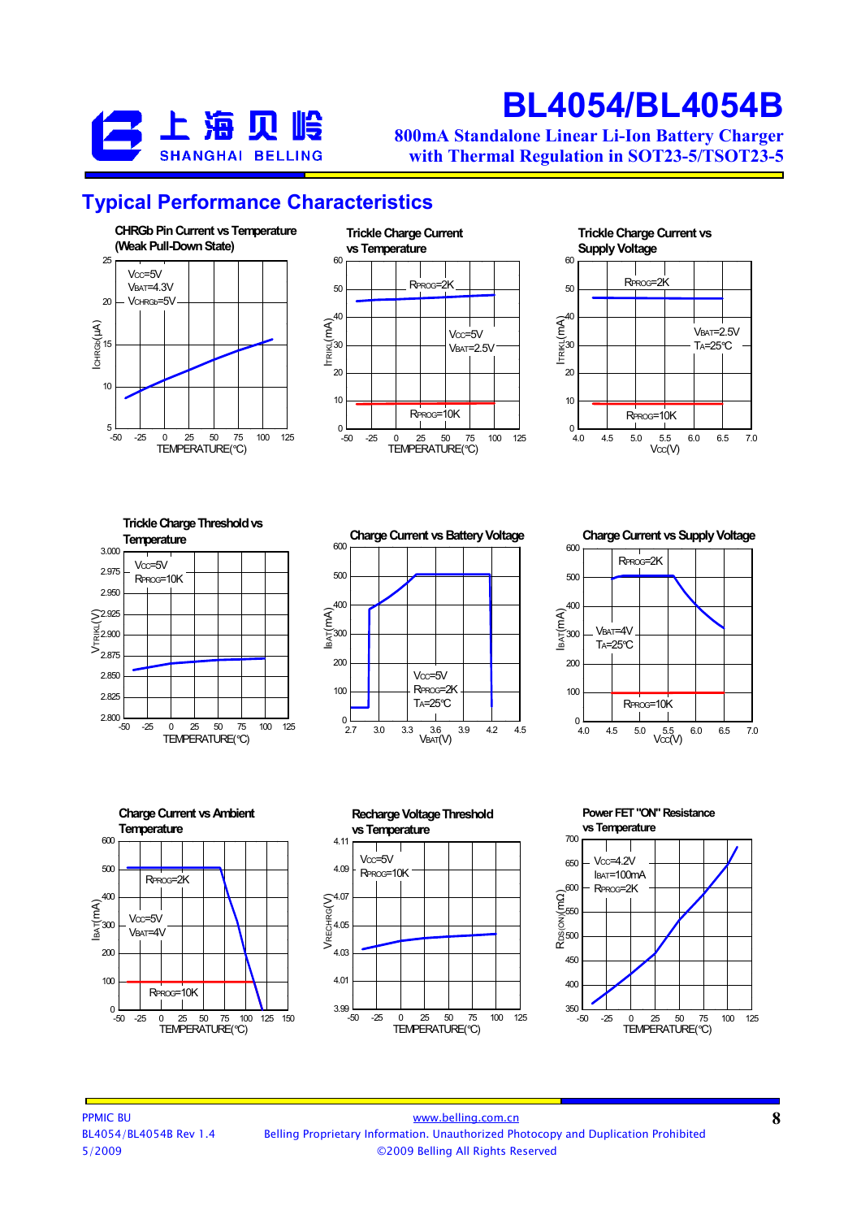## Typical Performance Characteristics

**CHRGb Pin Current vs Temperature (Weak Pull-Down State)**

$V_{CC}$=5V
$V_{BAT}$=4.3V
$V_{CHRGb}$=5V

$I_{CHRGb}$(μA) vs TEMPERATURE(℃)

**Trickle Charge Current vs Temperature**

$R_{PROG}$=2K
$V_{CC}$=5V
$V_{BAT}$=2.5V
$R_{PROG}$=10K

$I_{TRIKL}$(mA) vs TEMPERATURE(℃)

**Trickle Charge Current vs Supply Voltage**

$R_{PROG}$=2K
$V_{BAT}$=2.5V
$T_A$=25℃
$R_{PROG}$=10K

$I_{TRIKL}$(mA) vs $V_{CC}$(V)

**Trickle Charge Threshold vs Temperature**

$V_{CC}$=5V
$R_{PROG}$=10K

$V_{TRIKL}$(V) vs TEMPERATURE(℃)

**Charge Current vs Battery Voltage**

$V_{CC}$=5V
$R_{PROG}$=2K
$T_A$=25℃

$I_{BAT}$(mA) vs $V_{BAT}$(V)

**Charge Current vs Supply Voltage**

$R_{PROG}$=2K
$V_{BAT}$=4V
$T_A$=25℃
$R_{PROG}$=10K

$I_{BAT}$(mA) vs $V_{CC}$(V)

**Charge Current vs Ambient Temperature**

$R_{PROG}$=2K
$V_{CC}$=5V
$V_{BAT}$=4V
$R_{PROG}$=10K

$I_{BAT}$(mA) vs TEMPERATURE(℃)

**Recharge Voltage Threshold vs Temperature**

$V_{CC}$=5V
$R_{PROG}$=10K

$V_{RECHRG}$(V) vs TEMPERATURE(℃)

**Power FET "ON" Resistance vs Temperature**

$V_{CC}$=4.2V
$I_{BAT}$=100mA
$R_{PROG}$=2K

$R_{DS(ON)}$(mΩ) vs TEMPERATURE(℃)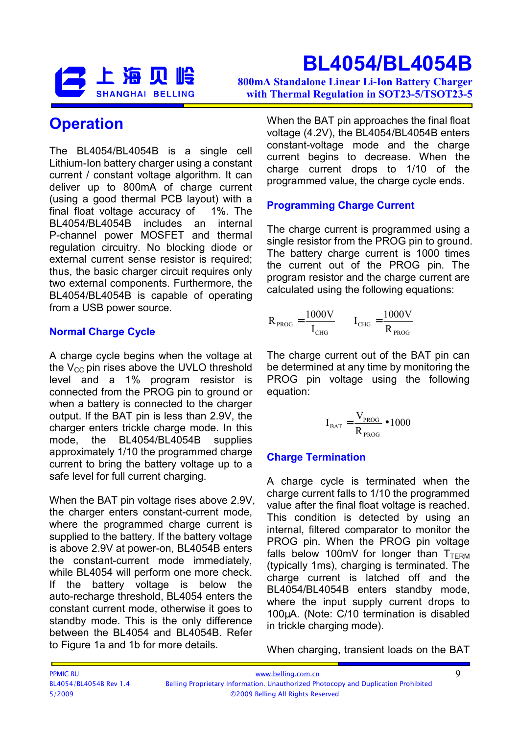## Operation

The BL4054/BL4054B is a single cell Lithium-Ion battery charger using a constant current / constant voltage algorithm. It can deliver up to 800mA of charge current (using a good thermal PCB layout) with a final float voltage accuracy of 1%. The BL4054/BL4054B includes an internal P-channel power MOSFET and thermal regulation circuitry. No blocking diode or external current sense resistor is required; thus, the basic charger circuit requires only two external components. Furthermore, the BL4054/BL4054B is capable of operating from a USB power source.

### Normal Charge Cycle

A charge cycle begins when the voltage at the $V_{CC}$ pin rises above the UVLO threshold level and a 1% program resistor is connected from the PROG pin to ground or when a battery is connected to the charger output. If the BAT pin is less than 2.9V, the charger enters trickle charge mode. In this mode, the BL4054/BL4054B supplies approximately 1/10 the programmed charge current to bring the battery voltage up to a safe level for full current charging.

When the BAT pin voltage rises above 2.9V, the charger enters constant-current mode, where the programmed charge current is supplied to the battery. If the battery voltage is above 2.9V at power-on, BL4054B enters the constant-current mode immediately, while BL4054 will perform one more check. If the battery voltage is below the auto-recharge threshold, BL4054 enters the constant current mode, otherwise it goes to standby mode. This is the only difference between the BL4054 and BL4054B. Refer to Figure 1a and 1b for more details.

When the BAT pin approaches the final float voltage (4.2V), the BL4054/BL4054B enters constant-voltage mode and the charge current begins to decrease. When the charge current drops to 1/10 of the programmed value, the charge cycle ends.

### Programming Charge Current

The charge current is programmed using a single resistor from the PROG pin to ground. The battery charge current is 1000 times the current out of the PROG pin. The program resistor and the charge current are calculated using the following equations:

$$R_{PROG} = \frac{1000V}{I_{CHG}} \qquad I_{CHG} = \frac{1000V}{R_{PROG}}$$

The charge current out of the BAT pin can be determined at any time by monitoring the PROG pin voltage using the following equation:

$$I_{BAT} = \frac{V_{PROG}}{R_{PROG}} \bullet 1000$$

### Charge Termination

A charge cycle is terminated when the charge current falls to 1/10 the programmed value after the final float voltage is reached. This condition is detected by using an internal, filtered comparator to monitor the PROG pin. When the PROG pin voltage falls below 100mV for longer than $T_{TERM}$ (typically 1ms), charging is terminated. The charge current is latched off and the BL4054/BL4054B enters standby mode, where the input supply current drops to 100µA. (Note: C/10 termination is disabled in trickle charging mode).

When charging, transient loads on the BAT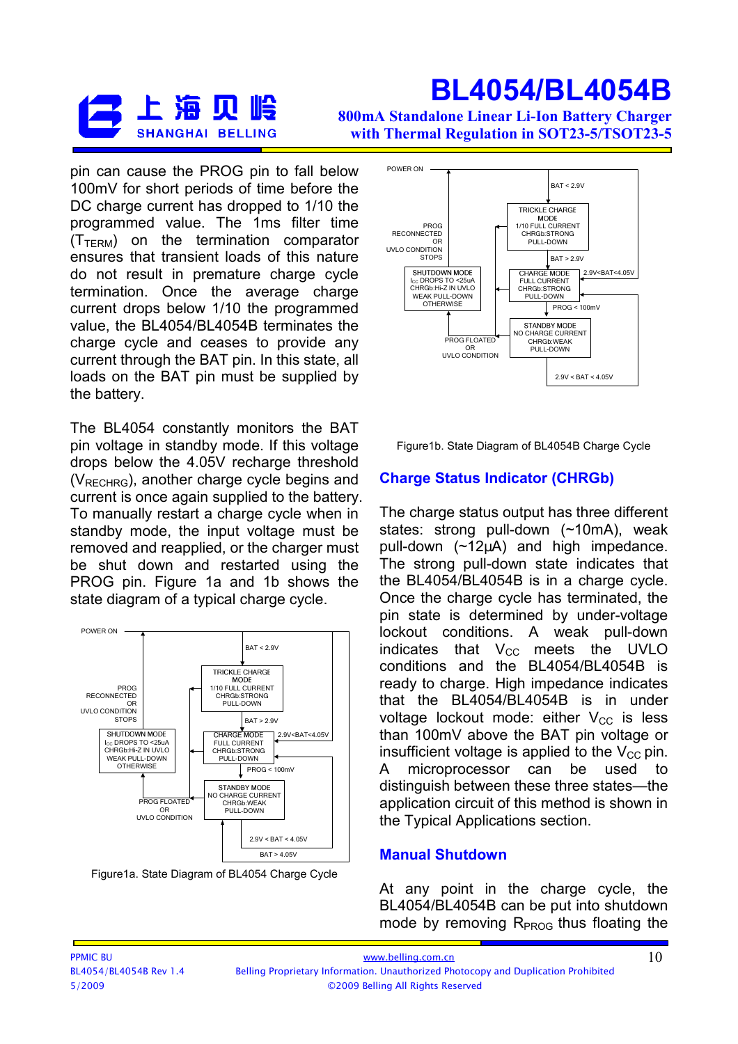pin can cause the PROG pin to fall below 100mV for short periods of time before the DC charge current has dropped to 1/10 the programmed value. The 1ms filter time ($T_{TERM}$) on the termination comparator ensures that transient loads of this nature do not result in premature charge cycle termination. Once the average charge current drops below 1/10 the programmed value, the BL4054/BL4054B terminates the charge cycle and ceases to provide any current through the BAT pin. In this state, all loads on the BAT pin must be supplied by the battery.

The BL4054 constantly monitors the BAT pin voltage in standby mode. If this voltage drops below the 4.05V recharge threshold ($V_{RECHRG}$), another charge cycle begins and current is once again supplied to the battery. To manually restart a charge cycle when in standby mode, the input voltage must be removed and reapplied, or the charger must be shut down and restarted using the PROG pin. Figure 1a and 1b shows the state diagram of a typical charge cycle.

POWER ON

BAT < 2.9V

TRICKLE CHARGE MODE
1/10 FULL CURRENT
CHRGb:STRONG PULL-DOWN

BAT > 2.9V

PROG RECONNECTED OR UVLO CONDITION STOPS

SHUTDOWN MODE
$I_{CC}$ DROPS TO <25uA
CHRGb:Hi-Z IN UVLO
WEAK PULL-DOWN OTHERWISE

CHARGE MODE
FULL CURRENT
CHRGb:STRONG PULL-DOWN

2.9V<BAT<4.05V

PROG < 100mV

PROG FLOATED OR UVLO CONDITION

STANDBY MODE
NO CHARGE CURRENT
CHRGb:WEAK PULL-DOWN

2.9V < BAT < 4.05V

BAT > 4.05V

Figure1a. State Diagram of BL4054 Charge Cycle

POWER ON

BAT < 2.9V

TRICKLE CHARGE MODE
1/10 FULL CURRENT
CHRGb:STRONG PULL-DOWN

BAT > 2.9V

PROG RECONNECTED OR UVLO CONDITION STOPS

SHUTDOWN MODE
$I_{CC}$ DROPS TO <25uA
CHRGb:Hi-Z IN UVLO
WEAK PULL-DOWN OTHERWISE

CHARGE MODE
FULL CURRENT
CHRGb:STRONG PULL-DOWN

2.9V<BAT<4.05V

PROG < 100mV

PROG FLOATED OR UVLO CONDITION

STANDBY MODE
NO CHARGE CURRENT
CHRGb:WEAK PULL-DOWN

2.9V < BAT < 4.05V

Figure1b. State Diagram of BL4054B Charge Cycle

## Charge Status Indicator (CHRGb)

The charge status output has three different states: strong pull-down (~10mA), weak pull-down (~12µA) and high impedance. The strong pull-down state indicates that the BL4054/BL4054B is in a charge cycle. Once the charge cycle has terminated, the pin state is determined by under-voltage lockout conditions. A weak pull-down indicates that $V_{CC}$ meets the UVLO conditions and the BL4054/BL4054B is ready to charge. High impedance indicates that the BL4054/BL4054B is in under voltage lockout mode: either $V_{CC}$ is less than 100mV above the BAT pin voltage or insufficient voltage is applied to the $V_{CC}$ pin. A microprocessor can be used to distinguish between these three states—the application circuit of this method is shown in the Typical Applications section.

## Manual Shutdown

At any point in the charge cycle, the BL4054/BL4054B can be put into shutdown mode by removing $R_{PROG}$ thus floating the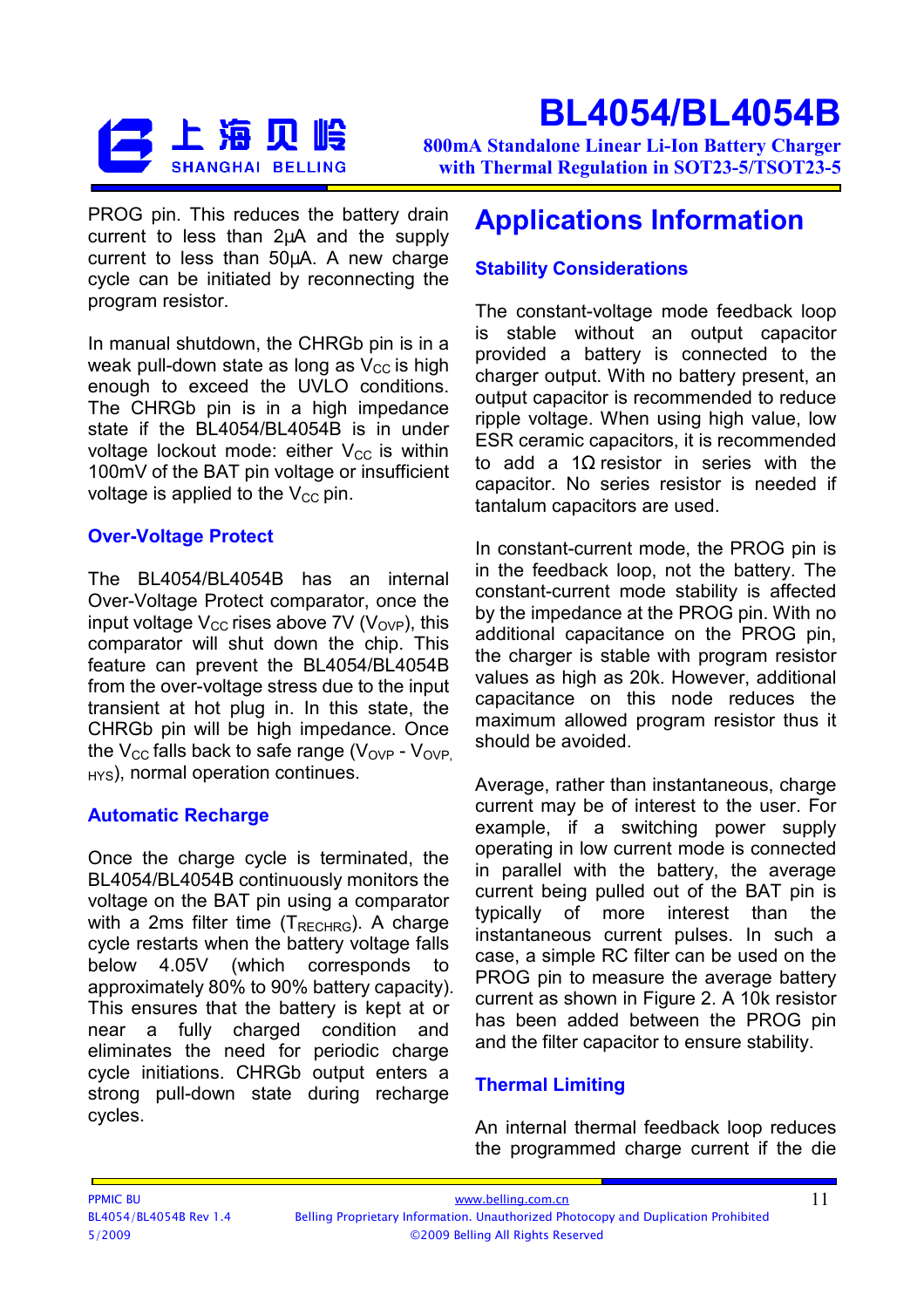PROG pin. This reduces the battery drain current to less than 2µA and the supply current to less than 50µA. A new charge cycle can be initiated by reconnecting the program resistor.

In manual shutdown, the CHRGb pin is in a weak pull-down state as long as $V_{CC}$ is high enough to exceed the UVLO conditions. The CHRGb pin is in a high impedance state if the BL4054/BL4054B is in under voltage lockout mode: either $V_{CC}$ is within 100mV of the BAT pin voltage or insufficient voltage is applied to the $V_{CC}$ pin.

### Over-Voltage Protect

The BL4054/BL4054B has an internal Over-Voltage Protect comparator, once the input voltage $V_{CC}$ rises above 7V ($V_{OVP}$), this comparator will shut down the chip. This feature can prevent the BL4054/BL4054B from the over-voltage stress due to the input transient at hot plug in. In this state, the CHRGb pin will be high impedance. Once the $V_{CC}$ falls back to safe range ($V_{OVP}$ - $V_{OVP,HYS}$), normal operation continues.

### Automatic Recharge

Once the charge cycle is terminated, the BL4054/BL4054B continuously monitors the voltage on the BAT pin using a comparator with a 2ms filter time ($T_{RECHRG}$). A charge cycle restarts when the battery voltage falls below 4.05V (which corresponds to approximately 80% to 90% battery capacity). This ensures that the battery is kept at or near a fully charged condition and eliminates the need for periodic charge cycle initiations. CHRGb output enters a strong pull-down state during recharge cycles.

## Applications Information

### Stability Considerations

The constant-voltage mode feedback loop is stable without an output capacitor provided a battery is connected to the charger output. With no battery present, an output capacitor is recommended to reduce ripple voltage. When using high value, low ESR ceramic capacitors, it is recommended to add a 1Ω resistor in series with the capacitor. No series resistor is needed if tantalum capacitors are used.

In constant-current mode, the PROG pin is in the feedback loop, not the battery. The constant-current mode stability is affected by the impedance at the PROG pin. With no additional capacitance on the PROG pin, the charger is stable with program resistor values as high as 20k. However, additional capacitance on this node reduces the maximum allowed program resistor thus it should be avoided.

Average, rather than instantaneous, charge current may be of interest to the user. For example, if a switching power supply operating in low current mode is connected in parallel with the battery, the average current being pulled out of the BAT pin is typically of more interest than the instantaneous current pulses. In such a case, a simple RC filter can be used on the PROG pin to measure the average battery current as shown in Figure 2. A 10k resistor has been added between the PROG pin and the filter capacitor to ensure stability.

### Thermal Limiting

An internal thermal feedback loop reduces the programmed charge current if the die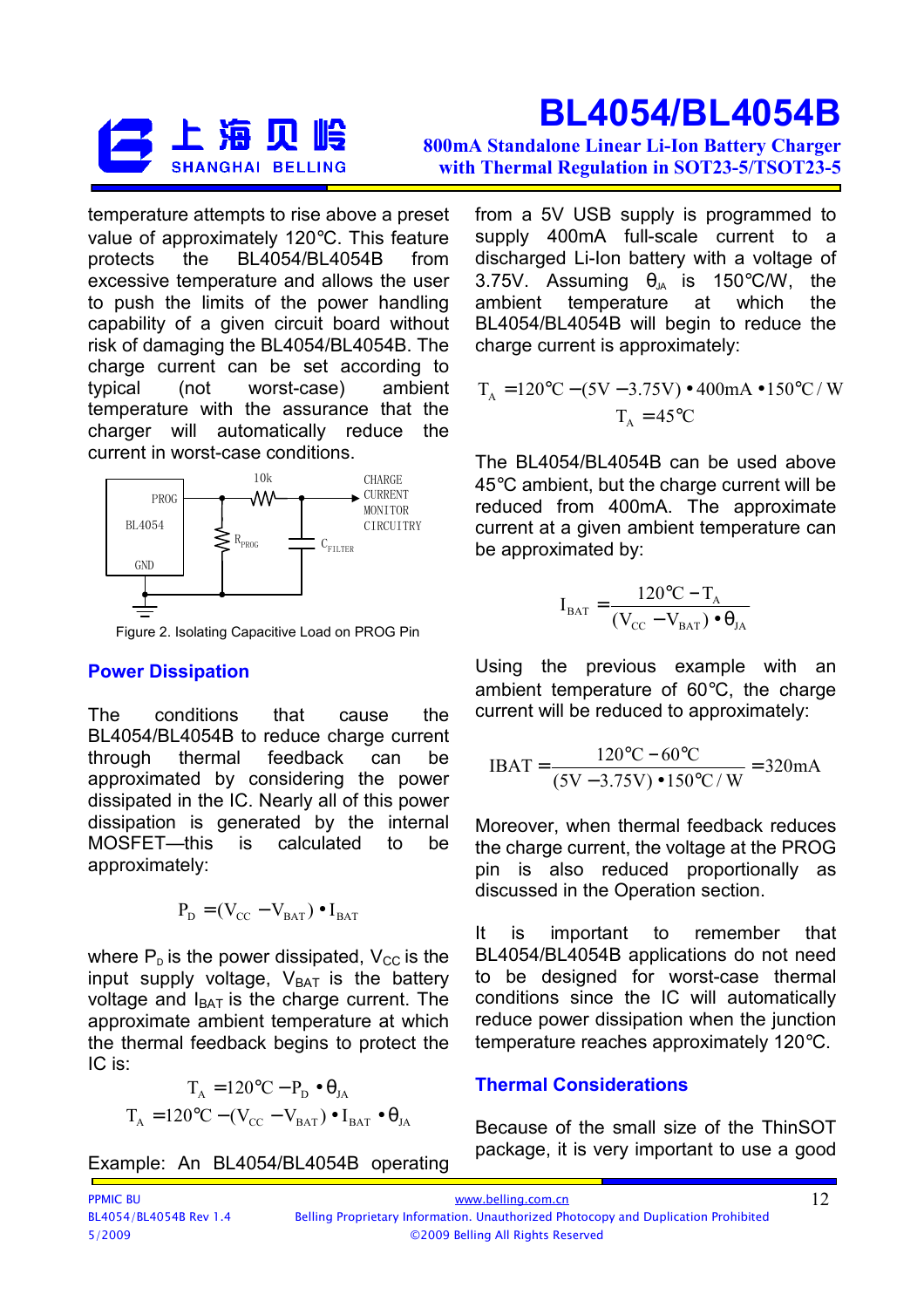temperature attempts to rise above a preset value of approximately 120℃. This feature protects the BL4054/BL4054B from excessive temperature and allows the user to push the limits of the power handling capability of a given circuit board without risk of damaging the BL4054/BL4054B. The charge current can be set according to typical (not worst-case) ambient temperature with the assurance that the charger will automatically reduce the current in worst-case conditions.

Figure 2. Isolating Capacitive Load on PROG Pin

## Power Dissipation

The conditions that cause the BL4054/BL4054B to reduce charge current through thermal feedback can be approximated by considering the power dissipated in the IC. Nearly all of this power dissipation is generated by the internal MOSFET—this is calculated to be approximately:

$$P_D = (V_{CC} - V_{BAT}) \bullet I_{BAT}$$

where $P_D$ is the power dissipated, $V_{CC}$ is the input supply voltage, $V_{BAT}$ is the battery voltage and $I_{BAT}$ is the charge current. The approximate ambient temperature at which the thermal feedback begins to protect the IC is:

$$T_A = 120℃ - P_D \bullet \theta_{JA}$$

$$T_A = 120℃ - (V_{CC} - V_{BAT}) \bullet I_{BAT} \bullet \theta_{JA}$$

Example: An BL4054/BL4054B operating from a 5V USB supply is programmed to supply 400mA full-scale current to a discharged Li-Ion battery with a voltage of 3.75V. Assuming $\theta_{JA}$ is 150℃/W, the ambient temperature at which the BL4054/BL4054B will begin to reduce the charge current is approximately:

$$T_A = 120℃ - (5V - 3.75V) \bullet 400mA \bullet 150℃/W$$

$$T_A = 45℃$$

The BL4054/BL4054B can be used above 45℃ ambient, but the charge current will be reduced from 400mA. The approximate current at a given ambient temperature can be approximated by:

$$I_{BAT} = \frac{120℃ - T_A}{(V_{CC} - V_{BAT}) \bullet \theta_{JA}}$$

Using the previous example with an ambient temperature of 60℃, the charge current will be reduced to approximately:

$$IBAT = \frac{120℃ - 60℃}{(5V - 3.75V) \bullet 150℃/W} = 320mA$$

Moreover, when thermal feedback reduces the charge current, the voltage at the PROG pin is also reduced proportionally as discussed in the Operation section.

It is important to remember that BL4054/BL4054B applications do not need to be designed for worst-case thermal conditions since the IC will automatically reduce power dissipation when the junction temperature reaches approximately 120℃.

## Thermal Considerations

Because of the small size of the ThinSOT package, it is very important to use a good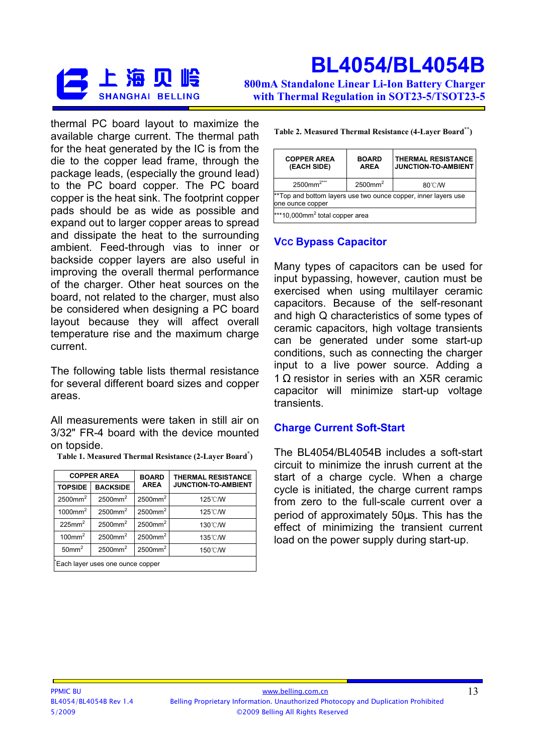thermal PC board layout to maximize the available charge current. The thermal path for the heat generated by the IC is from the die to the copper lead frame, through the package leads, (especially the ground lead) to the PC board copper. The PC board copper is the heat sink. The footprint copper pads should be as wide as possible and expand out to larger copper areas to spread and dissipate the heat to the surrounding ambient. Feed-through vias to inner or backside copper layers are also useful in improving the overall thermal performance of the charger. Other heat sources on the board, not related to the charger, must also be considered when designing a PC board layout because they will affect overall temperature rise and the maximum charge current.

The following table lists thermal resistance for several different board sizes and copper areas.

All measurements were taken in still air on 3/32" FR-4 board with the device mounted on topside.

**Table 1. Measured Thermal Resistance (2-Layer Board*)**

| COPPER AREA | | BOARD AREA | THERMAL RESISTANCE JUNCTION-TO-AMBIENT |
|---|---|---|---|
| TOPSIDE | BACKSIDE | | |
| 2500mm² | 2500mm² | 2500mm² | 125℃/W |
| 1000mm² | 2500mm² | 2500mm² | 125℃/W |
| 225mm² | 2500mm² | 2500mm² | 130℃/W |
| 100mm² | 2500mm² | 2500mm² | 135℃/W |
| 50mm² | 2500mm² | 2500mm² | 150℃/W |

*Each layer uses one ounce copper

**Table 2. Measured Thermal Resistance (4-Layer Board**)**

| COPPER AREA (EACH SIDE) | BOARD AREA | THERMAL RESISTANCE JUNCTION-TO-AMBIENT |
|---|---|---|
| 2500mm²*** | 2500mm² | 80℃/W |

**Top and bottom layers use two ounce copper, inner layers use one ounce copper

***10,000mm² total copper area

## VCC Bypass Capacitor

Many types of capacitors can be used for input bypassing, however, caution must be exercised when using multilayer ceramic capacitors. Because of the self-resonant and high Q characteristics of some types of ceramic capacitors, high voltage transients can be generated under some start-up conditions, such as connecting the charger input to a live power source. Adding a 1 Ω resistor in series with an X5R ceramic capacitor will minimize start-up voltage transients.

## Charge Current Soft-Start

The BL4054/BL4054B includes a soft-start circuit to minimize the inrush current at the start of a charge cycle. When a charge cycle is initiated, the charge current ramps from zero to the full-scale current over a period of approximately 50µs. This has the effect of minimizing the transient current load on the power supply during start-up.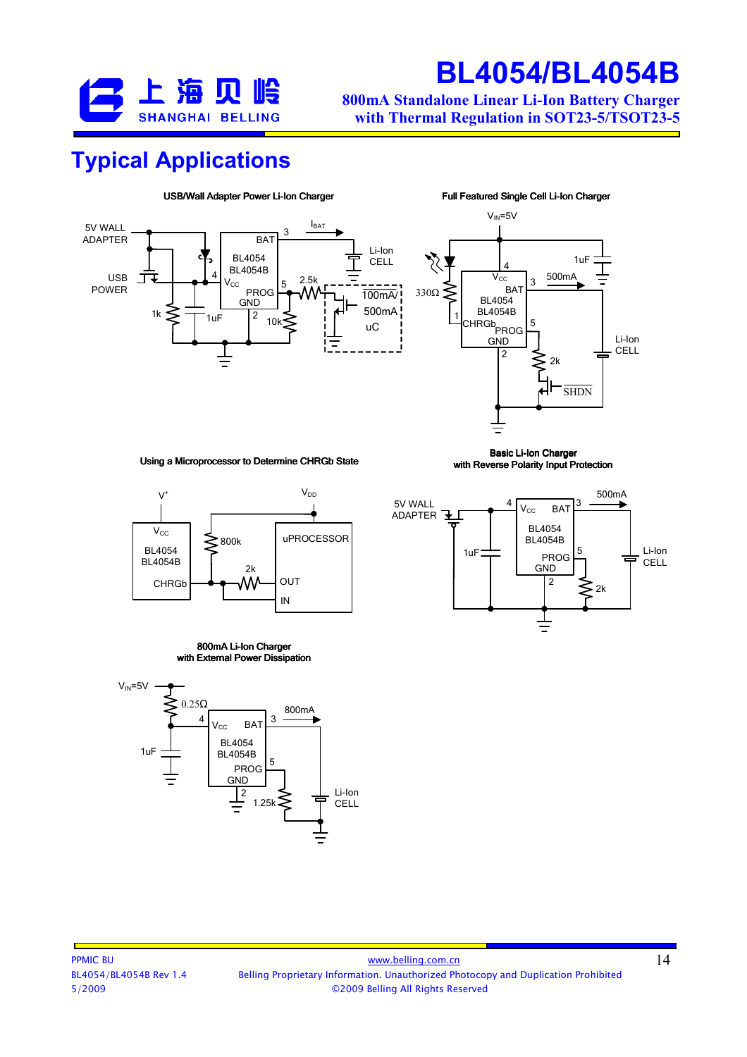# Typical Applications

USB/Wall Adapter Power Li-Ion Charger

5V WALL ADAPTER

USB POWER

1k

1uF

BL4054 BL4054B

BAT

$V_{CC}$

PROG

GND

4

3

5

2

$I_{BAT}$

Li-Ion CELL

2.5k

10k

100mA/ 500mA

uC

Full Featured Single Cell Li-Ion Charger

$V_{IN}$=5V

330Ω

$V_{CC}$

BAT

BL4054 BL4054B

CHRGb

PROG

GND

4

3

1

5

2

1uF

500mA

Li-Ion CELL

2k

SHDN

Using a Microprocessor to Determine CHRGb State

$V^+$

$V_{DD}$

$V_{CC}$

BL4054 BL4054B

CHRGb

800k

2k

uPROCESSOR

OUT

IN

Basic Li-Ion Charger with Reverse Polarity Input Protection

5V WALL ADAPTER

1uF

4

$V_{CC}$

BAT

BL4054 BL4054B

PROG

GND

3

5

2

500mA

2k

Li-Ion CELL

800mA Li-Ion Charger with External Power Dissipation

$V_{IN}$=5V

0.25Ω

1uF

4

$V_{CC}$

BAT

BL4054 BL4054B

PROG

GND

3

5

2

800mA

1.25k

Li-Ion CELL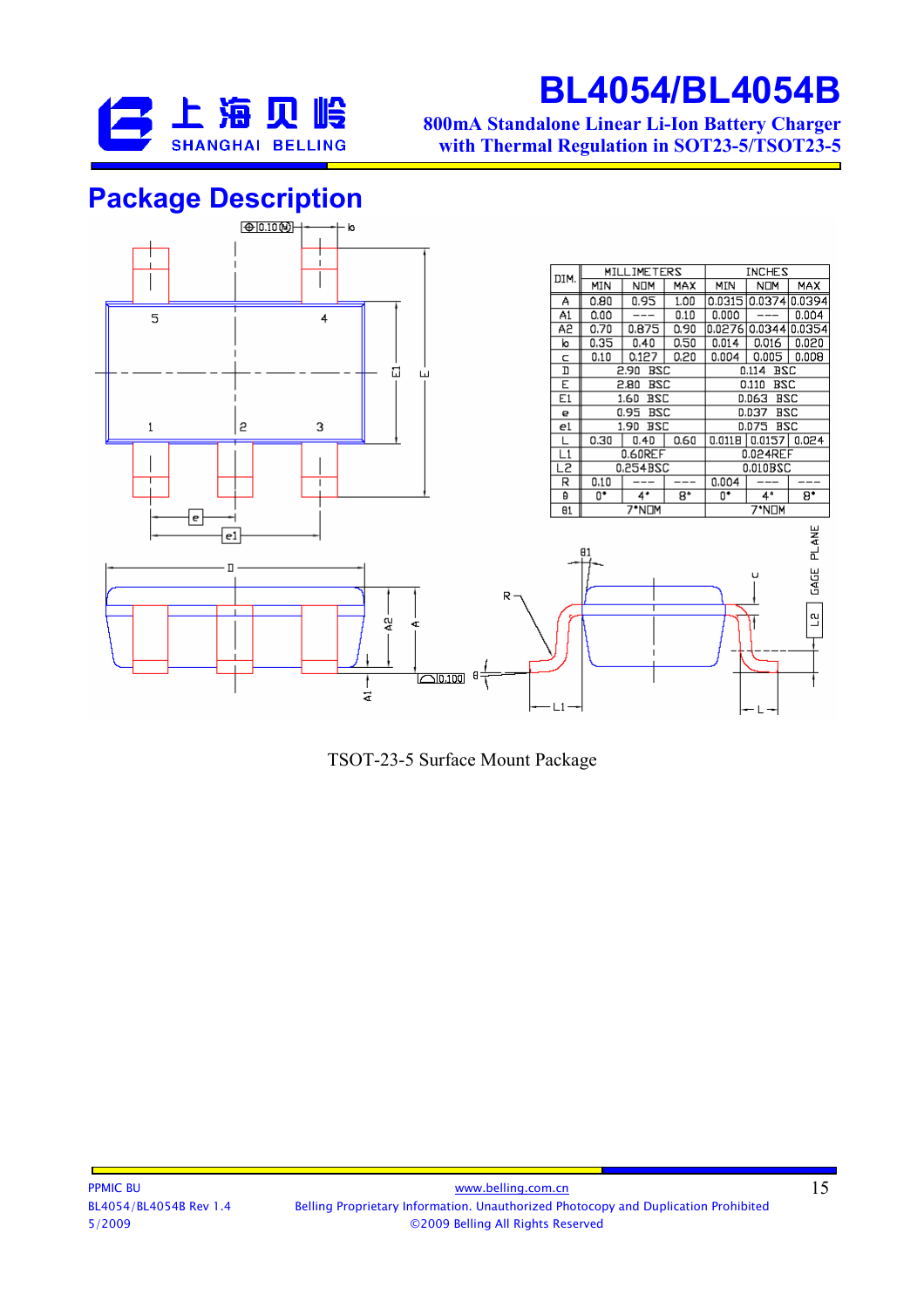## Package Description

| DIM. | MILLIMETERS | | | INCHES | | |
|---|---|---|---|---|---|---|
| | MIN | NOM | MAX | MIN | NOM | MAX |
| A | 0.80 | 0.95 | 1.00 | 0.0315 | 0.0374 | 0.0394 |
| A1 | 0.00 | --- | 0.10 | 0.000 | --- | 0.004 |
| A2 | 0.70 | 0.875 | 0.90 | 0.0276 | 0.0344 | 0.0354 |
| b | 0.35 | 0.40 | 0.50 | 0.014 | 0.016 | 0.020 |
| c | 0.10 | 0.127 | 0.20 | 0.004 | 0.005 | 0.008 |
| D | 2.90 BSC | | | 0.114 BSC | | |
| E | 2.80 BSC | | | 0.110 BSC | | |
| E1 | 1.60 BSC | | | 0.063 BSC | | |
| e | 0.95 BSC | | | 0.037 BSC | | |
| e1 | 1.90 BSC | | | 0.075 BSC | | |
| L | 0.30 | 0.40 | 0.60 | 0.0118 | 0.0157 | 0.024 |
| L1 | 0.60REF | | | 0.024REF | | |
| L2 | 0.254BSC | | | 0.010BSC | | |
| R | 0.10 | --- | --- | 0.004 | --- | --- |
| θ | 0° | 4° | 8° | 0° | 4° | 8° |
| θ1 | 7°NOM | | | 7°NOM | | |

TSOT-23-5 Surface Mount Package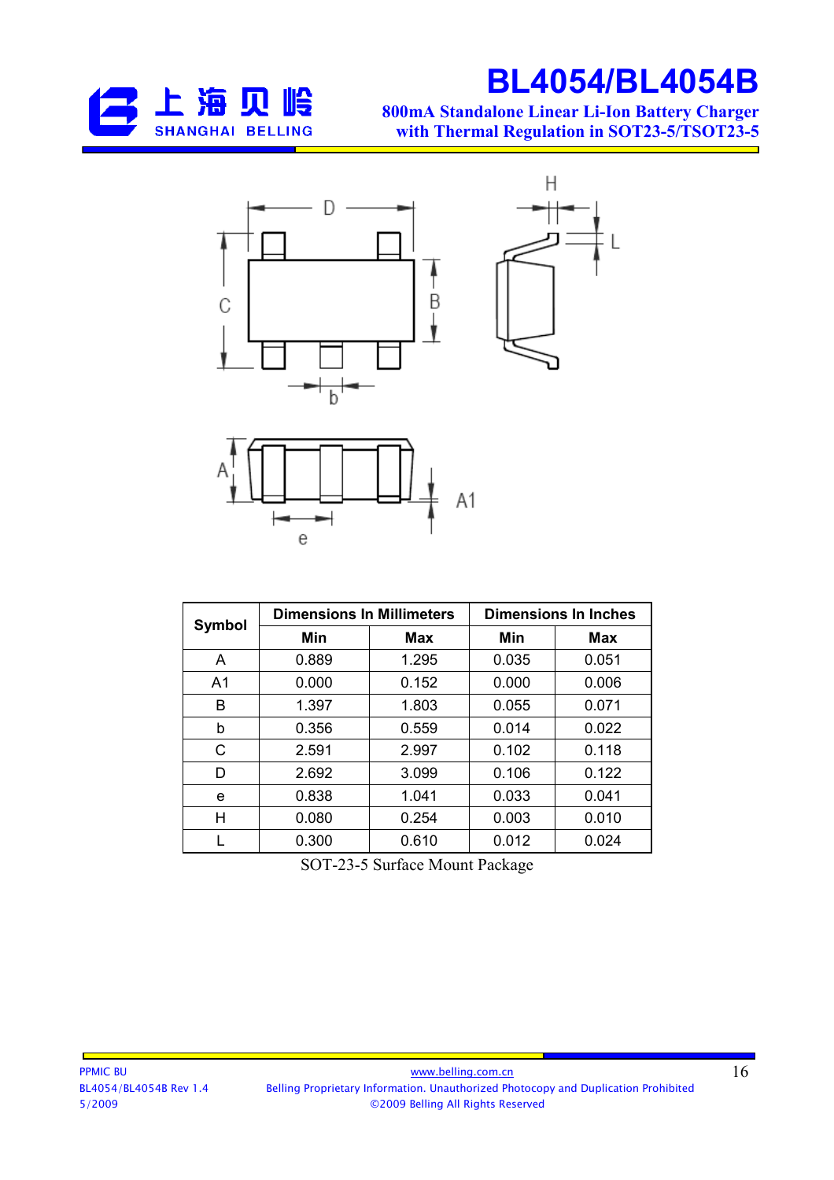| Symbol | Dimensions In Millimeters | | Dimensions In Inches | |
|---|---|---|---|---|
| | Min | Max | Min | Max |
| A | 0.889 | 1.295 | 0.035 | 0.051 |
| A1 | 0.000 | 0.152 | 0.000 | 0.006 |
| B | 1.397 | 1.803 | 0.055 | 0.071 |
| b | 0.356 | 0.559 | 0.014 | 0.022 |
| C | 2.591 | 2.997 | 0.102 | 0.118 |
| D | 2.692 | 3.099 | 0.106 | 0.122 |
| e | 0.838 | 1.041 | 0.033 | 0.041 |
| H | 0.080 | 0.254 | 0.003 | 0.010 |
| L | 0.300 | 0.610 | 0.012 | 0.024 |

SOT-23-5 Surface Mount Package